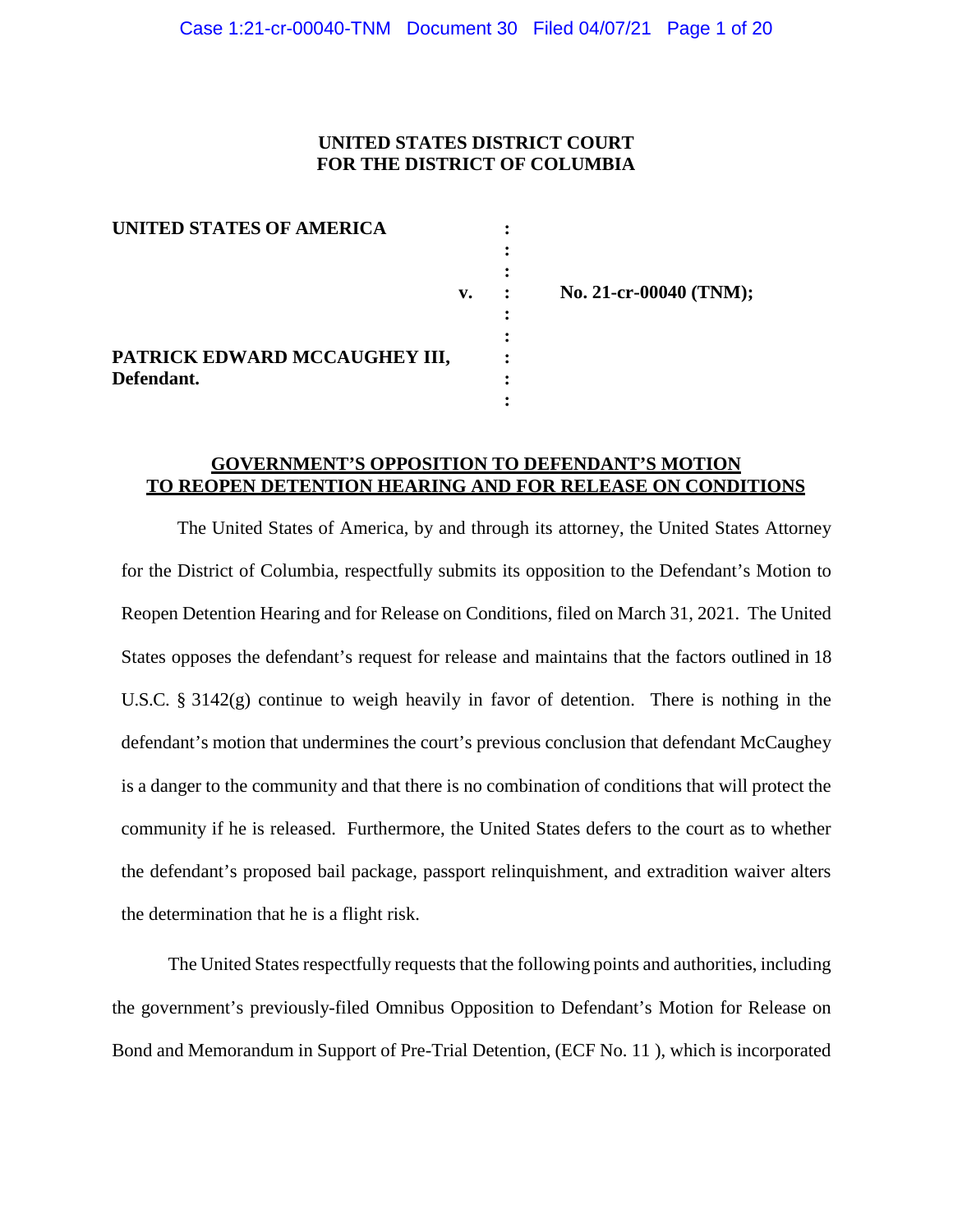**UNITED STATES DISTRICT COURT**
**FOR THE DISTRICT OF COLUMBIA**

| | | |
|---|---|---|
| **UNITED STATES OF AMERICA** | : | |
| **v.** | : | **No. 21-cr-00040 (TNM);** |
| **PATRICK EDWARD MCCAUGHEY III, Defendant.** | : | |

**GOVERNMENT'S OPPOSITION TO DEFENDANT'S MOTION TO REOPEN DETENTION HEARING AND FOR RELEASE ON CONDITIONS**

The United States of America, by and through its attorney, the United States Attorney for the District of Columbia, respectfully submits its opposition to the Defendant's Motion to Reopen Detention Hearing and for Release on Conditions, filed on March 31, 2021. The United States opposes the defendant's request for release and maintains that the factors outlined in 18 U.S.C. § 3142(g) continue to weigh heavily in favor of detention. There is nothing in the defendant's motion that undermines the court's previous conclusion that defendant McCaughey is a danger to the community and that there is no combination of conditions that will protect the community if he is released. Furthermore, the United States defers to the court as to whether the defendant's proposed bail package, passport relinquishment, and extradition waiver alters the determination that he is a flight risk.

The United States respectfully requests that the following points and authorities, including the government's previously-filed Omnibus Opposition to Defendant's Motion for Release on Bond and Memorandum in Support of Pre-Trial Detention, (ECF No. 11 ), which is incorporated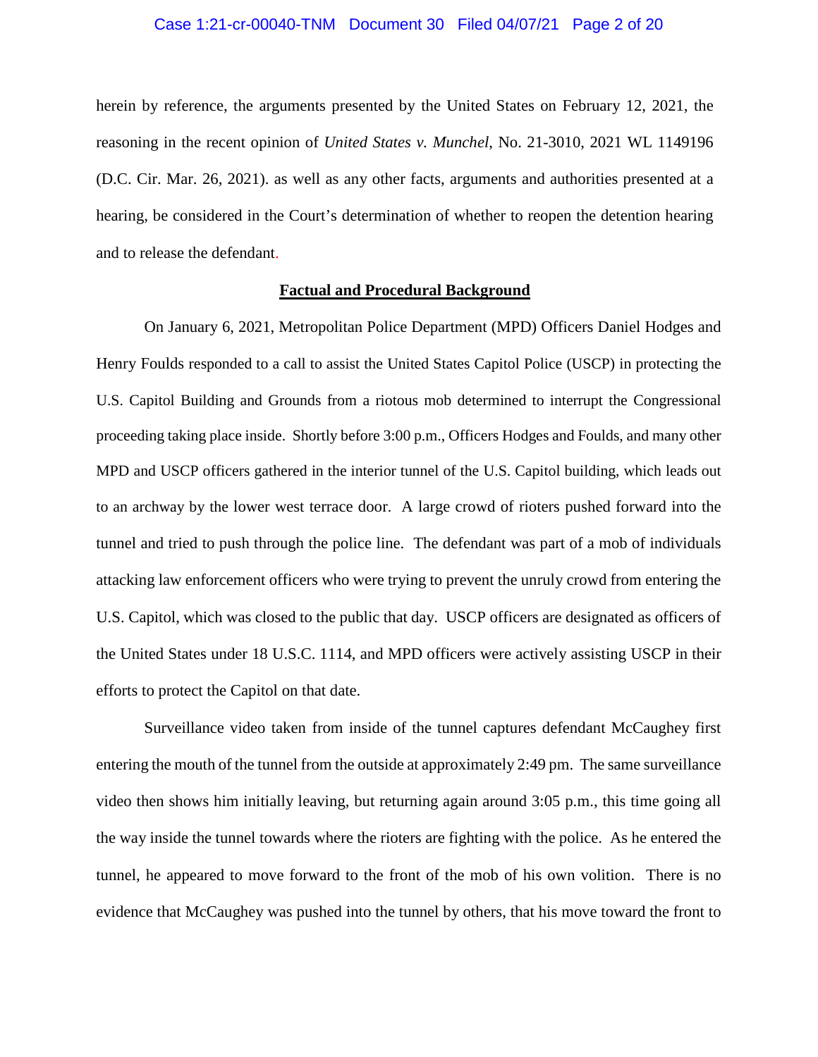herein by reference, the arguments presented by the United States on February 12, 2021, the reasoning in the recent opinion of *United States v. Munchel*, No. 21-3010, 2021 WL 1149196 (D.C. Cir. Mar. 26, 2021). as well as any other facts, arguments and authorities presented at a hearing, be considered in the Court's determination of whether to reopen the detention hearing and to release the defendant.

## Factual and Procedural Background

On January 6, 2021, Metropolitan Police Department (MPD) Officers Daniel Hodges and Henry Foulds responded to a call to assist the United States Capitol Police (USCP) in protecting the U.S. Capitol Building and Grounds from a riotous mob determined to interrupt the Congressional proceeding taking place inside. Shortly before 3:00 p.m., Officers Hodges and Foulds, and many other MPD and USCP officers gathered in the interior tunnel of the U.S. Capitol building, which leads out to an archway by the lower west terrace door. A large crowd of rioters pushed forward into the tunnel and tried to push through the police line. The defendant was part of a mob of individuals attacking law enforcement officers who were trying to prevent the unruly crowd from entering the U.S. Capitol, which was closed to the public that day. USCP officers are designated as officers of the United States under 18 U.S.C. 1114, and MPD officers were actively assisting USCP in their efforts to protect the Capitol on that date.

Surveillance video taken from inside of the tunnel captures defendant McCaughey first entering the mouth of the tunnel from the outside at approximately 2:49 pm. The same surveillance video then shows him initially leaving, but returning again around 3:05 p.m., this time going all the way inside the tunnel towards where the rioters are fighting with the police. As he entered the tunnel, he appeared to move forward to the front of the mob of his own volition. There is no evidence that McCaughey was pushed into the tunnel by others, that his move toward the front to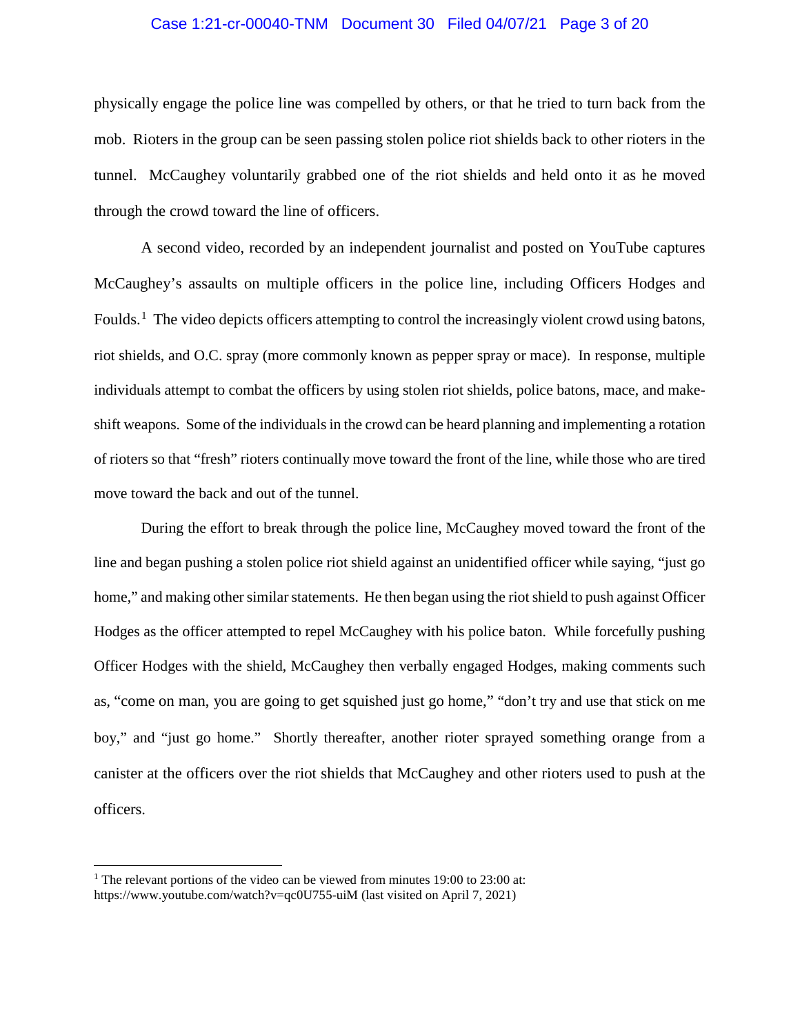physically engage the police line was compelled by others, or that he tried to turn back from the mob. Rioters in the group can be seen passing stolen police riot shields back to other rioters in the tunnel. McCaughey voluntarily grabbed one of the riot shields and held onto it as he moved through the crowd toward the line of officers.

A second video, recorded by an independent journalist and posted on YouTube captures McCaughey's assaults on multiple officers in the police line, including Officers Hodges and Foulds.[1] The video depicts officers attempting to control the increasingly violent crowd using batons, riot shields, and O.C. spray (more commonly known as pepper spray or mace). In response, multiple individuals attempt to combat the officers by using stolen riot shields, police batons, mace, and make-shift weapons. Some of the individuals in the crowd can be heard planning and implementing a rotation of rioters so that "fresh" rioters continually move toward the front of the line, while those who are tired move toward the back and out of the tunnel.

During the effort to break through the police line, McCaughey moved toward the front of the line and began pushing a stolen police riot shield against an unidentified officer while saying, "just go home," and making other similar statements. He then began using the riot shield to push against Officer Hodges as the officer attempted to repel McCaughey with his police baton. While forcefully pushing Officer Hodges with the shield, McCaughey then verbally engaged Hodges, making comments such as, "come on man, you are going to get squished just go home," "don't try and use that stick on me boy," and "just go home." Shortly thereafter, another rioter sprayed something orange from a canister at the officers over the riot shields that McCaughey and other rioters used to push at the officers.

---

[1] The relevant portions of the video can be viewed from minutes 19:00 to 23:00 at: https://www.youtube.com/watch?v=qc0U755-uiM (last visited on April 7, 2021)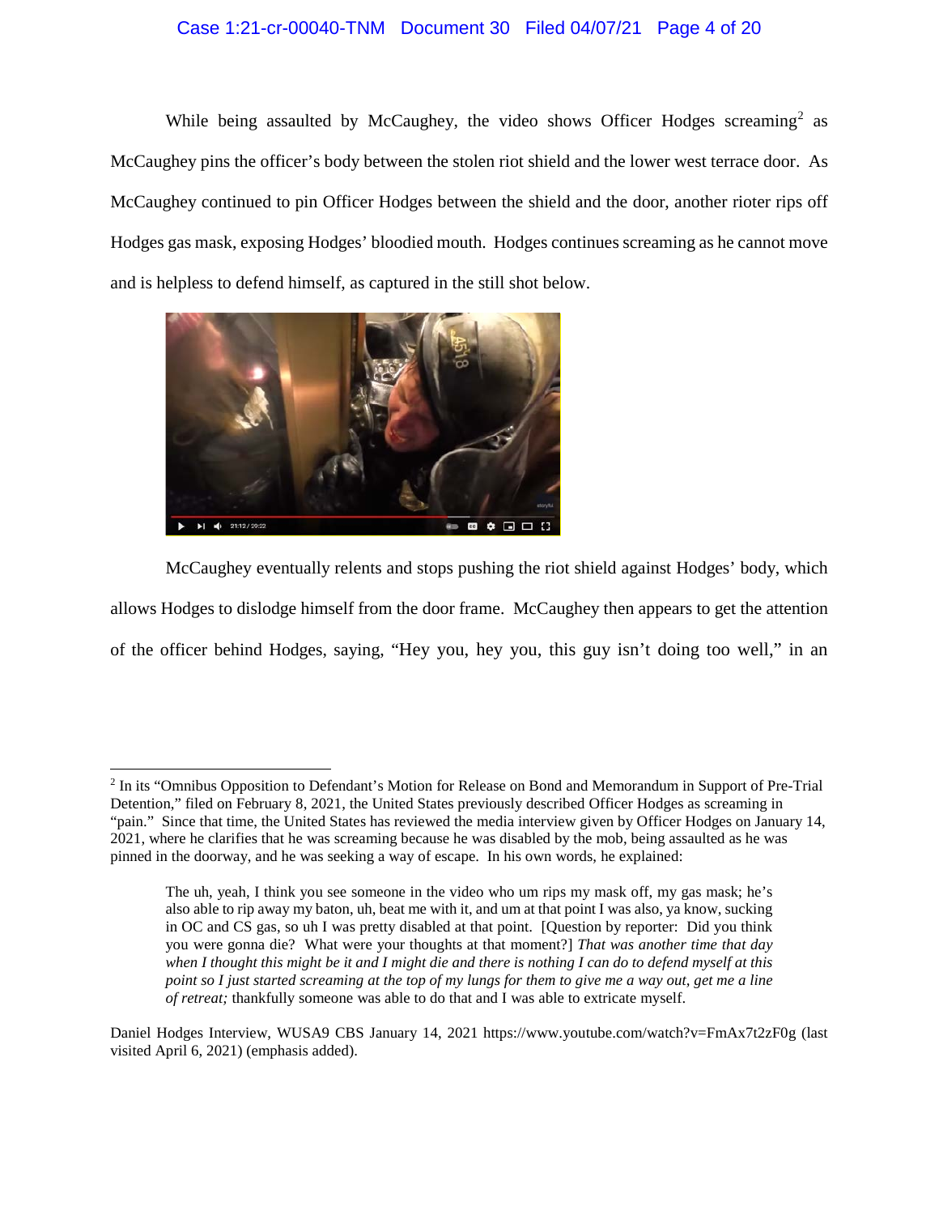While being assaulted by McCaughey, the video shows Officer Hodges screaming[2] as McCaughey pins the officer's body between the stolen riot shield and the lower west terrace door. As McCaughey continued to pin Officer Hodges between the shield and the door, another rioter rips off Hodges gas mask, exposing Hodges' bloodied mouth. Hodges continues screaming as he cannot move and is helpless to defend himself, as captured in the still shot below.

McCaughey eventually relents and stops pushing the riot shield against Hodges' body, which allows Hodges to dislodge himself from the door frame. McCaughey then appears to get the attention of the officer behind Hodges, saying, "Hey you, hey you, this guy isn't doing too well," in an

---

[2] In its "Omnibus Opposition to Defendant's Motion for Release on Bond and Memorandum in Support of Pre-Trial Detention," filed on February 8, 2021, the United States previously described Officer Hodges as screaming in "pain." Since that time, the United States has reviewed the media interview given by Officer Hodges on January 14, 2021, where he clarifies that he was screaming because he was disabled by the mob, being assaulted as he was pinned in the doorway, and he was seeking a way of escape. In his own words, he explained:

> The uh, yeah, I think you see someone in the video who um rips my mask off, my gas mask; he's also able to rip away my baton, uh, beat me with it, and um at that point I was also, ya know, sucking in OC and CS gas, so uh I was pretty disabled at that point. [Question by reporter: Did you think you were gonna die? What were your thoughts at that moment?] *That was another time that day when I thought this might be it and I might die and there is nothing I can do to defend myself at this point so I just started screaming at the top of my lungs for them to give me a way out, get me a line of retreat;* thankfully someone was able to do that and I was able to extricate myself.

Daniel Hodges Interview, WUSA9 CBS January 14, 2021 https://www.youtube.com/watch?v=FmAx7t2zF0g (last visited April 6, 2021) (emphasis added).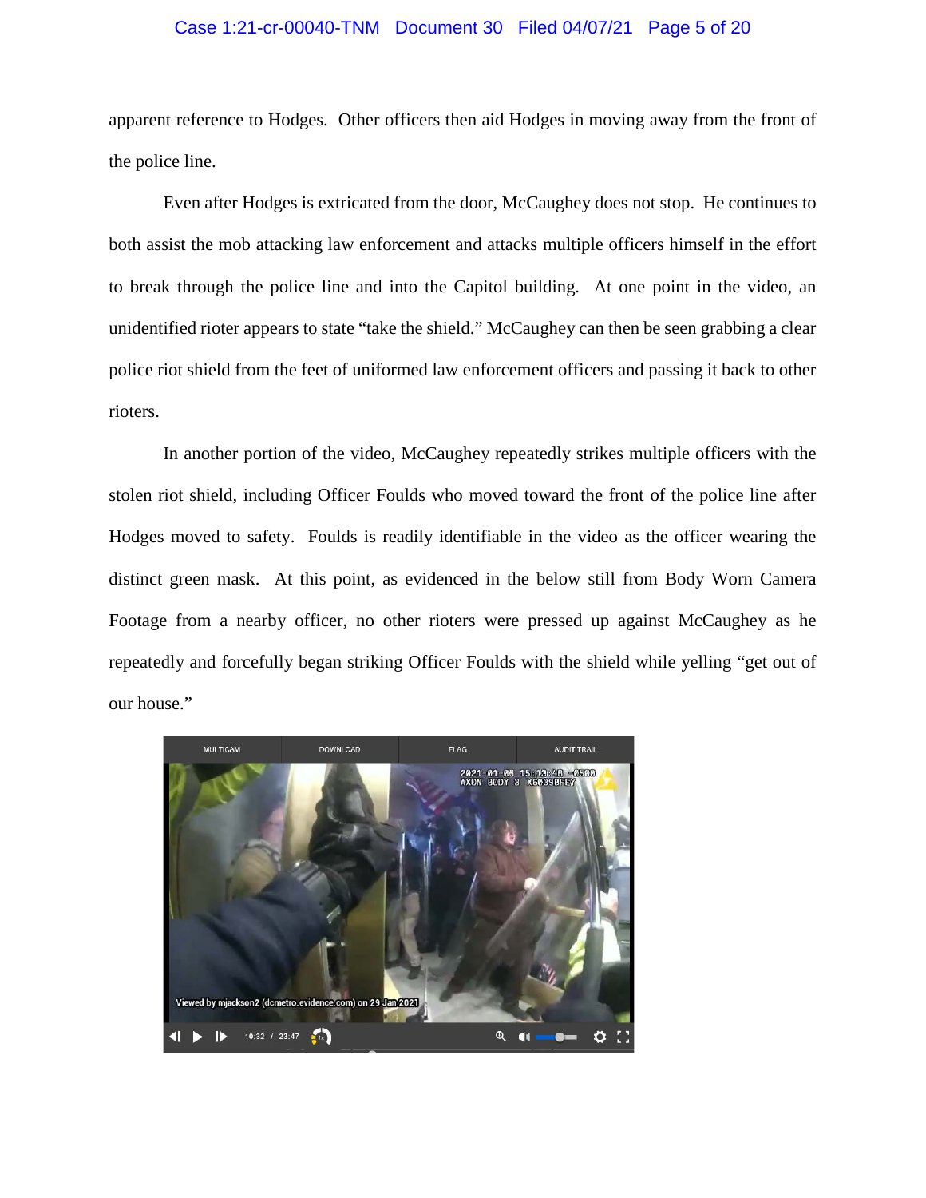apparent reference to Hodges. Other officers then aid Hodges in moving away from the front of the police line.

Even after Hodges is extricated from the door, McCaughey does not stop. He continues to both assist the mob attacking law enforcement and attacks multiple officers himself in the effort to break through the police line and into the Capitol building. At one point in the video, an unidentified rioter appears to state "take the shield." McCaughey can then be seen grabbing a clear police riot shield from the feet of uniformed law enforcement officers and passing it back to other rioters.

In another portion of the video, McCaughey repeatedly strikes multiple officers with the stolen riot shield, including Officer Foulds who moved toward the front of the police line after Hodges moved to safety. Foulds is readily identifiable in the video as the officer wearing the distinct green mask. At this point, as evidenced in the below still from Body Worn Camera Footage from a nearby officer, no other rioters were pressed up against McCaughey as he repeatedly and forcefully began striking Officer Foulds with the shield while yelling "get out of our house."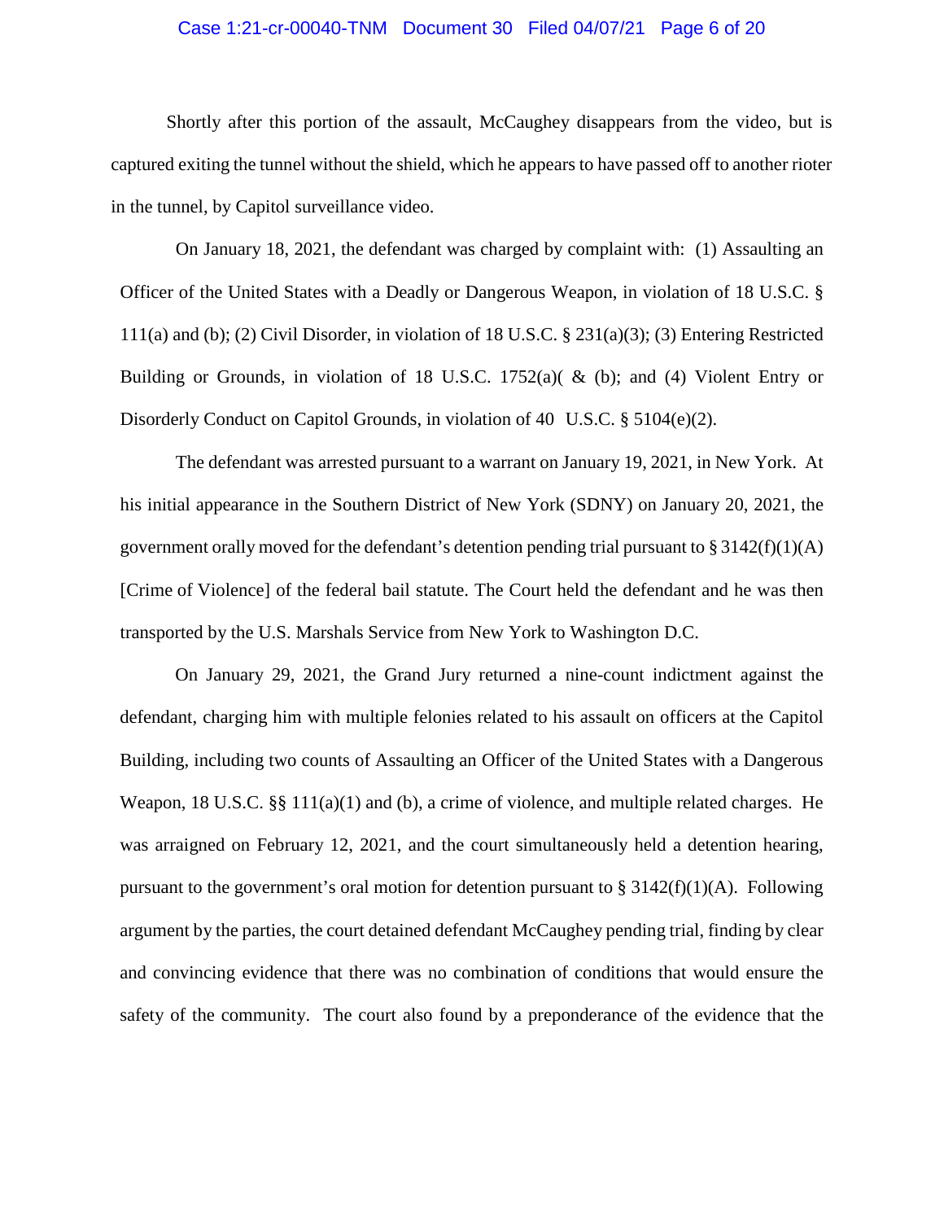Shortly after this portion of the assault, McCaughey disappears from the video, but is captured exiting the tunnel without the shield, which he appears to have passed off to another rioter in the tunnel, by Capitol surveillance video.

On January 18, 2021, the defendant was charged by complaint with: (1) Assaulting an Officer of the United States with a Deadly or Dangerous Weapon, in violation of 18 U.S.C. § 111(a) and (b); (2) Civil Disorder, in violation of 18 U.S.C. § 231(a)(3); (3) Entering Restricted Building or Grounds, in violation of 18 U.S.C. 1752(a)( & (b); and (4) Violent Entry or Disorderly Conduct on Capitol Grounds, in violation of 40 U.S.C. § 5104(e)(2).

The defendant was arrested pursuant to a warrant on January 19, 2021, in New York. At his initial appearance in the Southern District of New York (SDNY) on January 20, 2021, the government orally moved for the defendant's detention pending trial pursuant to § 3142(f)(1)(A) [Crime of Violence] of the federal bail statute. The Court held the defendant and he was then transported by the U.S. Marshals Service from New York to Washington D.C.

On January 29, 2021, the Grand Jury returned a nine-count indictment against the defendant, charging him with multiple felonies related to his assault on officers at the Capitol Building, including two counts of Assaulting an Officer of the United States with a Dangerous Weapon, 18 U.S.C. §§ 111(a)(1) and (b), a crime of violence, and multiple related charges. He was arraigned on February 12, 2021, and the court simultaneously held a detention hearing, pursuant to the government's oral motion for detention pursuant to § 3142(f)(1)(A). Following argument by the parties, the court detained defendant McCaughey pending trial, finding by clear and convincing evidence that there was no combination of conditions that would ensure the safety of the community. The court also found by a preponderance of the evidence that the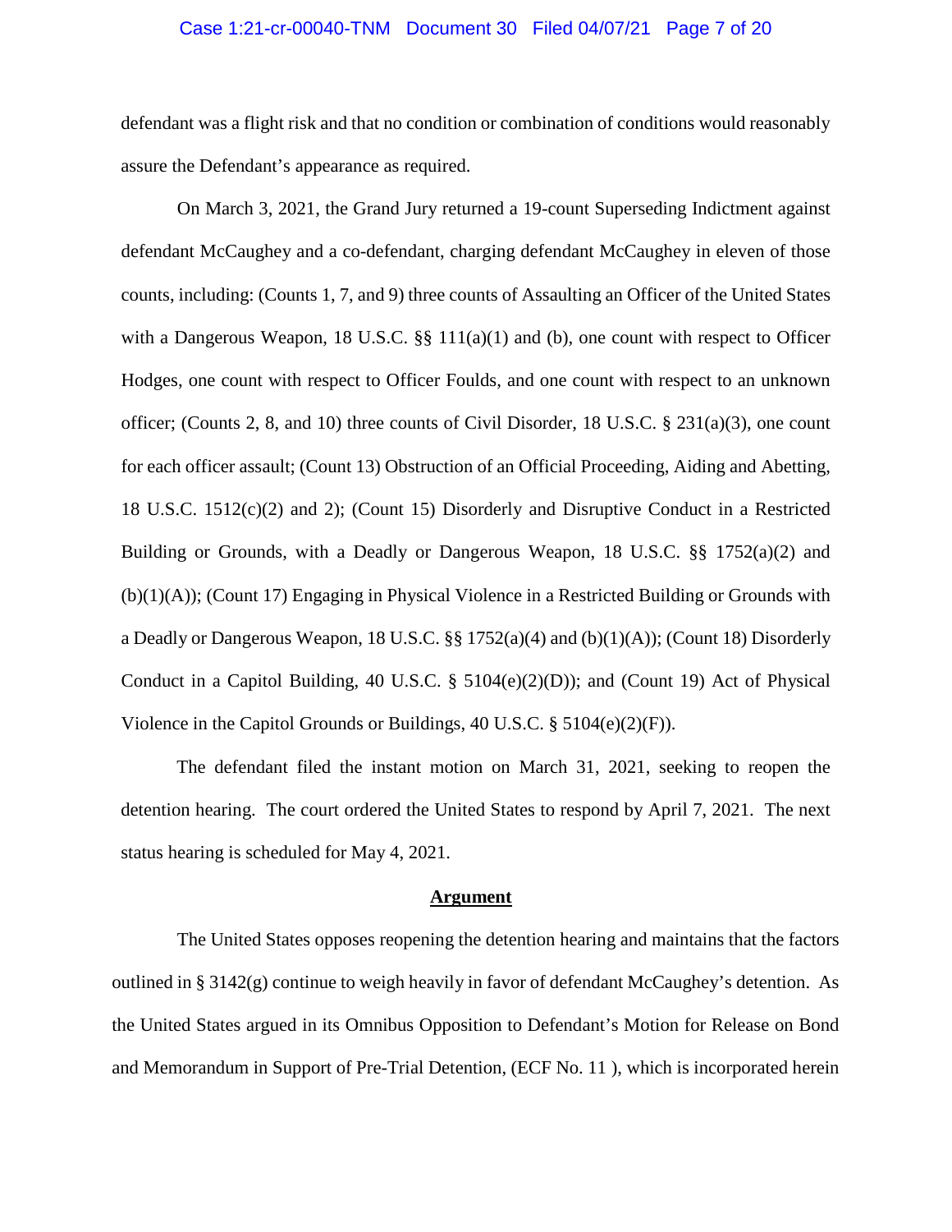defendant was a flight risk and that no condition or combination of conditions would reasonably assure the Defendant's appearance as required.

On March 3, 2021, the Grand Jury returned a 19-count Superseding Indictment against defendant McCaughey and a co-defendant, charging defendant McCaughey in eleven of those counts, including: (Counts 1, 7, and 9) three counts of Assaulting an Officer of the United States with a Dangerous Weapon, 18 U.S.C. §§ 111(a)(1) and (b), one count with respect to Officer Hodges, one count with respect to Officer Foulds, and one count with respect to an unknown officer; (Counts 2, 8, and 10) three counts of Civil Disorder, 18 U.S.C. § 231(a)(3), one count for each officer assault; (Count 13) Obstruction of an Official Proceeding, Aiding and Abetting, 18 U.S.C. 1512(c)(2) and 2); (Count 15) Disorderly and Disruptive Conduct in a Restricted Building or Grounds, with a Deadly or Dangerous Weapon, 18 U.S.C. §§ 1752(a)(2) and (b)(1)(A)); (Count 17) Engaging in Physical Violence in a Restricted Building or Grounds with a Deadly or Dangerous Weapon, 18 U.S.C. §§ 1752(a)(4) and (b)(1)(A)); (Count 18) Disorderly Conduct in a Capitol Building, 40 U.S.C. § 5104(e)(2)(D)); and (Count 19) Act of Physical Violence in the Capitol Grounds or Buildings, 40 U.S.C. § 5104(e)(2)(F)).

The defendant filed the instant motion on March 31, 2021, seeking to reopen the detention hearing. The court ordered the United States to respond by April 7, 2021. The next status hearing is scheduled for May 4, 2021.

## Argument

The United States opposes reopening the detention hearing and maintains that the factors outlined in § 3142(g) continue to weigh heavily in favor of defendant McCaughey's detention. As the United States argued in its Omnibus Opposition to Defendant's Motion for Release on Bond and Memorandum in Support of Pre-Trial Detention, (ECF No. 11 ), which is incorporated herein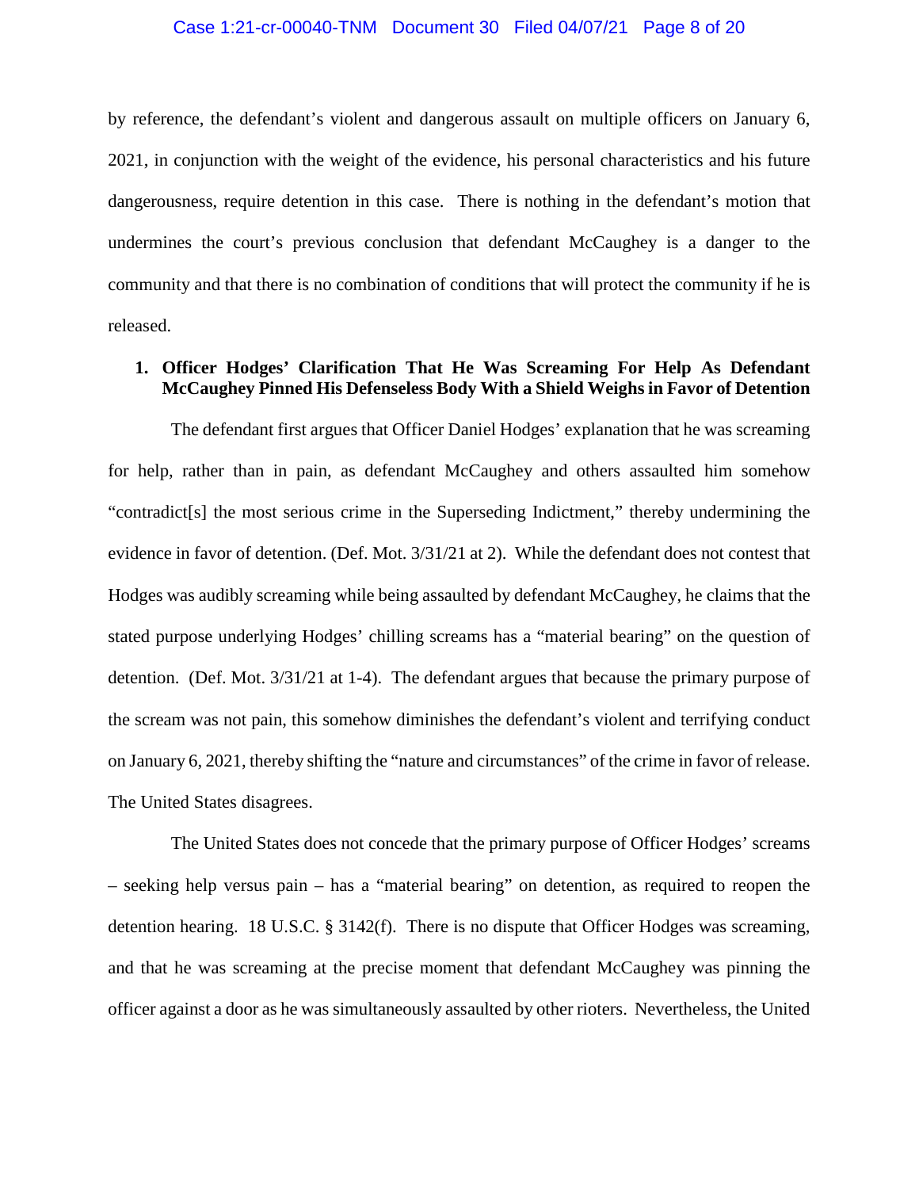by reference, the defendant's violent and dangerous assault on multiple officers on January 6, 2021, in conjunction with the weight of the evidence, his personal characteristics and his future dangerousness, require detention in this case. There is nothing in the defendant's motion that undermines the court's previous conclusion that defendant McCaughey is a danger to the community and that there is no combination of conditions that will protect the community if he is released.

**1. Officer Hodges' Clarification That He Was Screaming For Help As Defendant McCaughey Pinned His Defenseless Body With a Shield Weighs in Favor of Detention**

The defendant first argues that Officer Daniel Hodges' explanation that he was screaming for help, rather than in pain, as defendant McCaughey and others assaulted him somehow "contradict[s] the most serious crime in the Superseding Indictment," thereby undermining the evidence in favor of detention. (Def. Mot. 3/31/21 at 2). While the defendant does not contest that Hodges was audibly screaming while being assaulted by defendant McCaughey, he claims that the stated purpose underlying Hodges' chilling screams has a "material bearing" on the question of detention. (Def. Mot. 3/31/21 at 1-4). The defendant argues that because the primary purpose of the scream was not pain, this somehow diminishes the defendant's violent and terrifying conduct on January 6, 2021, thereby shifting the "nature and circumstances" of the crime in favor of release. The United States disagrees.

The United States does not concede that the primary purpose of Officer Hodges' screams – seeking help versus pain – has a "material bearing" on detention, as required to reopen the detention hearing. 18 U.S.C. § 3142(f). There is no dispute that Officer Hodges was screaming, and that he was screaming at the precise moment that defendant McCaughey was pinning the officer against a door as he was simultaneously assaulted by other rioters. Nevertheless, the United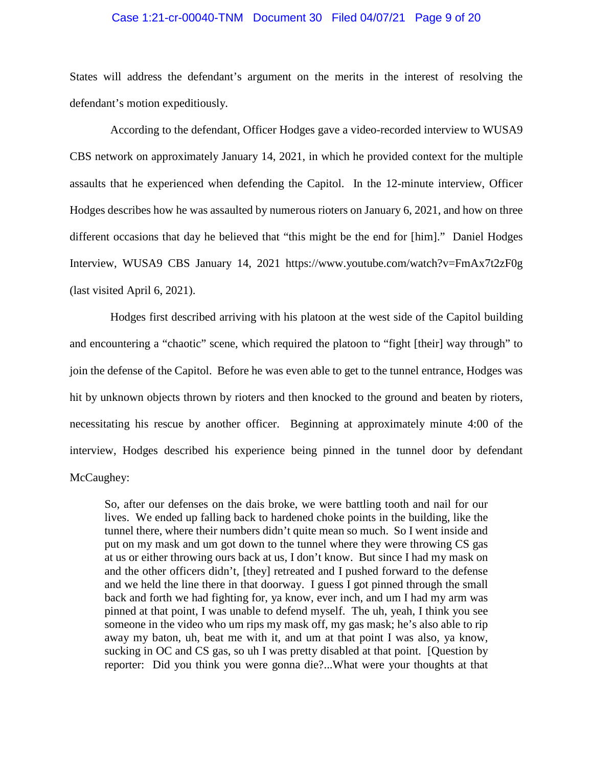States will address the defendant's argument on the merits in the interest of resolving the defendant's motion expeditiously.

According to the defendant, Officer Hodges gave a video-recorded interview to WUSA9 CBS network on approximately January 14, 2021, in which he provided context for the multiple assaults that he experienced when defending the Capitol. In the 12-minute interview, Officer Hodges describes how he was assaulted by numerous rioters on January 6, 2021, and how on three different occasions that day he believed that "this might be the end for [him]." Daniel Hodges Interview, WUSA9 CBS January 14, 2021 https://www.youtube.com/watch?v=FmAx7t2zF0g (last visited April 6, 2021).

Hodges first described arriving with his platoon at the west side of the Capitol building and encountering a "chaotic" scene, which required the platoon to "fight [their] way through" to join the defense of the Capitol. Before he was even able to get to the tunnel entrance, Hodges was hit by unknown objects thrown by rioters and then knocked to the ground and beaten by rioters, necessitating his rescue by another officer. Beginning at approximately minute 4:00 of the interview, Hodges described his experience being pinned in the tunnel door by defendant McCaughey:

> So, after our defenses on the dais broke, we were battling tooth and nail for our lives. We ended up falling back to hardened choke points in the building, like the tunnel there, where their numbers didn't quite mean so much. So I went inside and put on my mask and um got down to the tunnel where they were throwing CS gas at us or either throwing ours back at us, I don't know. But since I had my mask on and the other officers didn't, [they] retreated and I pushed forward to the defense and we held the line there in that doorway. I guess I got pinned through the small back and forth we had fighting for, ya know, ever inch, and um I had my arm was pinned at that point, I was unable to defend myself. The uh, yeah, I think you see someone in the video who um rips my mask off, my gas mask; he's also able to rip away my baton, uh, beat me with it, and um at that point I was also, ya know, sucking in OC and CS gas, so uh I was pretty disabled at that point. [Question by reporter: Did you think you were gonna die?...What were your thoughts at that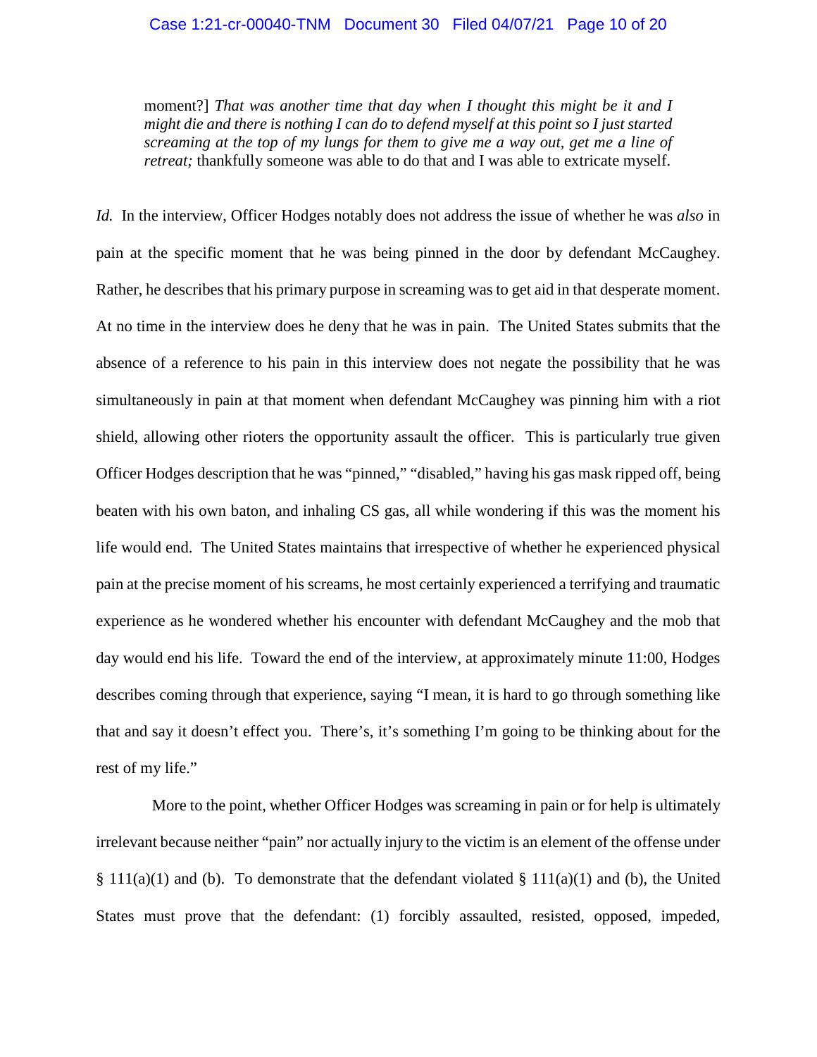moment?] *That was another time that day when I thought this might be it and I might die and there is nothing I can do to defend myself at this point so I just started screaming at the top of my lungs for them to give me a way out, get me a line of retreat;* thankfully someone was able to do that and I was able to extricate myself.

*Id.* In the interview, Officer Hodges notably does not address the issue of whether he was *also* in pain at the specific moment that he was being pinned in the door by defendant McCaughey. Rather, he describes that his primary purpose in screaming was to get aid in that desperate moment. At no time in the interview does he deny that he was in pain. The United States submits that the absence of a reference to his pain in this interview does not negate the possibility that he was simultaneously in pain at that moment when defendant McCaughey was pinning him with a riot shield, allowing other rioters the opportunity assault the officer. This is particularly true given Officer Hodges description that he was "pinned," "disabled," having his gas mask ripped off, being beaten with his own baton, and inhaling CS gas, all while wondering if this was the moment his life would end. The United States maintains that irrespective of whether he experienced physical pain at the precise moment of his screams, he most certainly experienced a terrifying and traumatic experience as he wondered whether his encounter with defendant McCaughey and the mob that day would end his life. Toward the end of the interview, at approximately minute 11:00, Hodges describes coming through that experience, saying "I mean, it is hard to go through something like that and say it doesn't effect you. There's, it's something I'm going to be thinking about for the rest of my life."

More to the point, whether Officer Hodges was screaming in pain or for help is ultimately irrelevant because neither "pain" nor actually injury to the victim is an element of the offense under § 111(a)(1) and (b). To demonstrate that the defendant violated § 111(a)(1) and (b), the United States must prove that the defendant: (1) forcibly assaulted, resisted, opposed, impeded,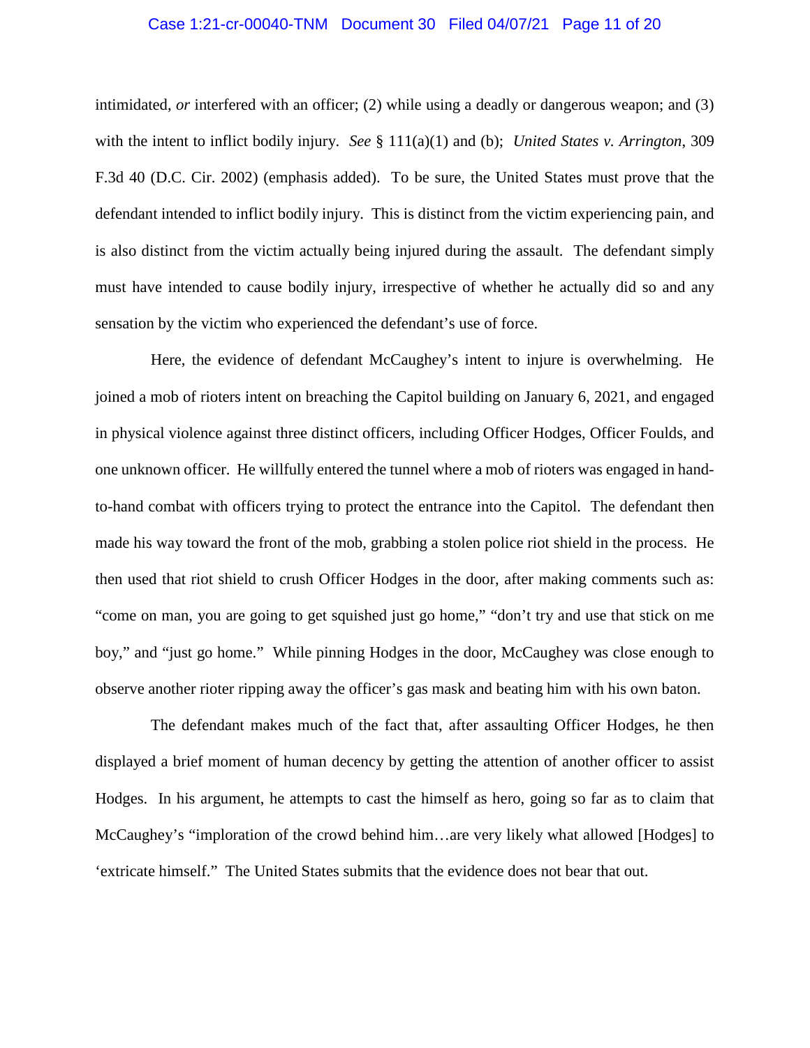intimidated, *or* interfered with an officer; (2) while using a deadly or dangerous weapon; and (3) with the intent to inflict bodily injury. *See* § 111(a)(1) and (b); *United States v. Arrington*, 309 F.3d 40 (D.C. Cir. 2002) (emphasis added). To be sure, the United States must prove that the defendant intended to inflict bodily injury. This is distinct from the victim experiencing pain, and is also distinct from the victim actually being injured during the assault. The defendant simply must have intended to cause bodily injury, irrespective of whether he actually did so and any sensation by the victim who experienced the defendant's use of force.

Here, the evidence of defendant McCaughey's intent to injure is overwhelming. He joined a mob of rioters intent on breaching the Capitol building on January 6, 2021, and engaged in physical violence against three distinct officers, including Officer Hodges, Officer Foulds, and one unknown officer. He willfully entered the tunnel where a mob of rioters was engaged in hand-to-hand combat with officers trying to protect the entrance into the Capitol. The defendant then made his way toward the front of the mob, grabbing a stolen police riot shield in the process. He then used that riot shield to crush Officer Hodges in the door, after making comments such as: "come on man, you are going to get squished just go home," "don't try and use that stick on me boy," and "just go home." While pinning Hodges in the door, McCaughey was close enough to observe another rioter ripping away the officer's gas mask and beating him with his own baton.

The defendant makes much of the fact that, after assaulting Officer Hodges, he then displayed a brief moment of human decency by getting the attention of another officer to assist Hodges. In his argument, he attempts to cast the himself as hero, going so far as to claim that McCaughey's "imploration of the crowd behind him…are very likely what allowed [Hodges] to 'extricate himself." The United States submits that the evidence does not bear that out.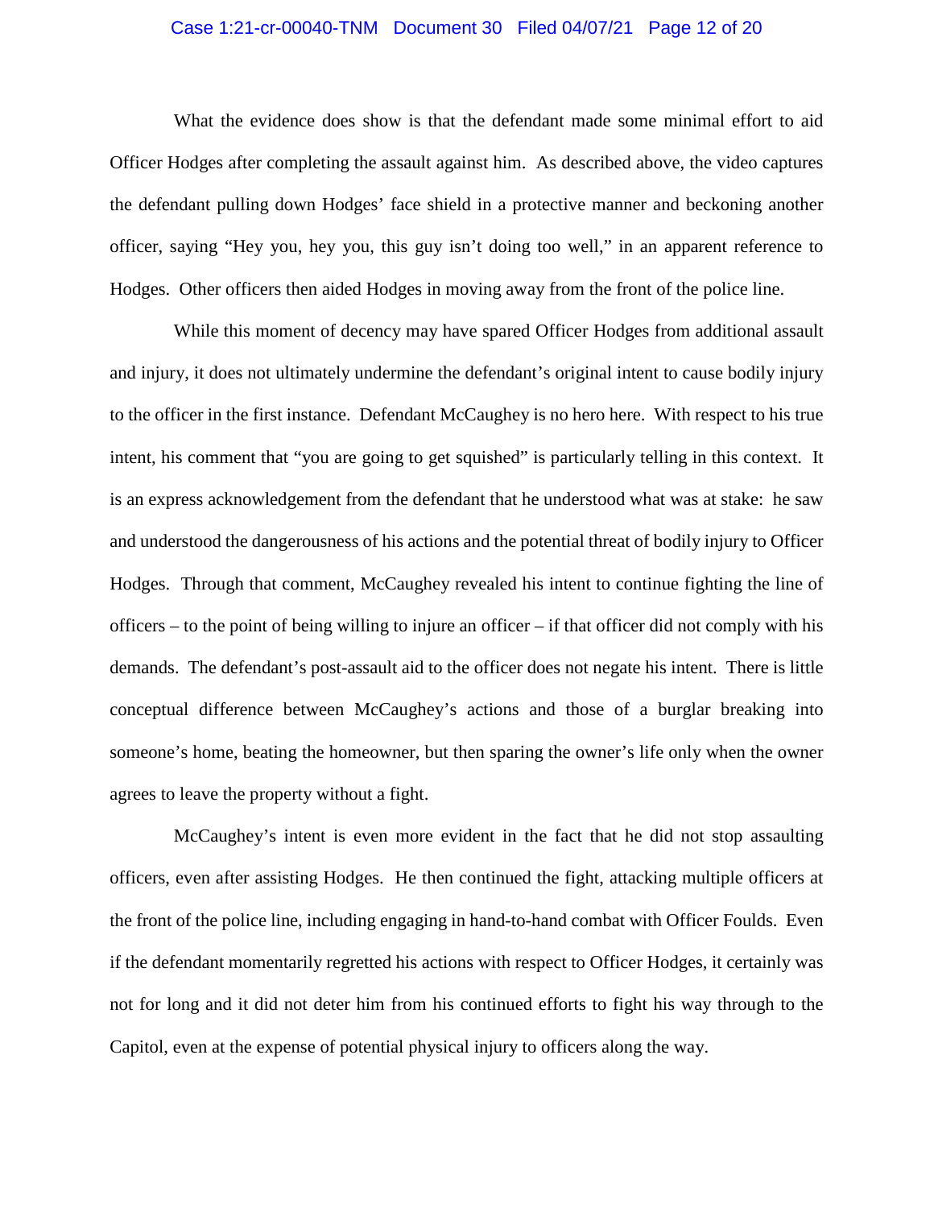What the evidence does show is that the defendant made some minimal effort to aid Officer Hodges after completing the assault against him. As described above, the video captures the defendant pulling down Hodges' face shield in a protective manner and beckoning another officer, saying "Hey you, hey you, this guy isn't doing too well," in an apparent reference to Hodges. Other officers then aided Hodges in moving away from the front of the police line.

While this moment of decency may have spared Officer Hodges from additional assault and injury, it does not ultimately undermine the defendant's original intent to cause bodily injury to the officer in the first instance. Defendant McCaughey is no hero here. With respect to his true intent, his comment that "you are going to get squished" is particularly telling in this context. It is an express acknowledgement from the defendant that he understood what was at stake: he saw and understood the dangerousness of his actions and the potential threat of bodily injury to Officer Hodges. Through that comment, McCaughey revealed his intent to continue fighting the line of officers – to the point of being willing to injure an officer – if that officer did not comply with his demands. The defendant's post-assault aid to the officer does not negate his intent. There is little conceptual difference between McCaughey's actions and those of a burglar breaking into someone's home, beating the homeowner, but then sparing the owner's life only when the owner agrees to leave the property without a fight.

McCaughey's intent is even more evident in the fact that he did not stop assaulting officers, even after assisting Hodges. He then continued the fight, attacking multiple officers at the front of the police line, including engaging in hand-to-hand combat with Officer Foulds. Even if the defendant momentarily regretted his actions with respect to Officer Hodges, it certainly was not for long and it did not deter him from his continued efforts to fight his way through to the Capitol, even at the expense of potential physical injury to officers along the way.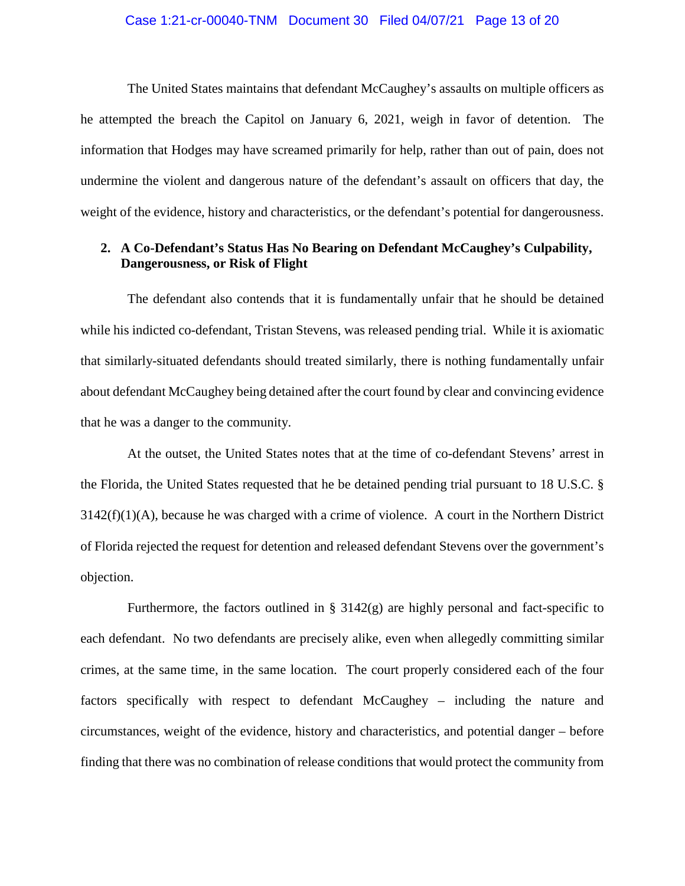The United States maintains that defendant McCaughey's assaults on multiple officers as he attempted the breach the Capitol on January 6, 2021, weigh in favor of detention. The information that Hodges may have screamed primarily for help, rather than out of pain, does not undermine the violent and dangerous nature of the defendant's assault on officers that day, the weight of the evidence, history and characteristics, or the defendant's potential for dangerousness.

**2. A Co-Defendant's Status Has No Bearing on Defendant McCaughey's Culpability, Dangerousness, or Risk of Flight**

The defendant also contends that it is fundamentally unfair that he should be detained while his indicted co-defendant, Tristan Stevens, was released pending trial. While it is axiomatic that similarly-situated defendants should treated similarly, there is nothing fundamentally unfair about defendant McCaughey being detained after the court found by clear and convincing evidence that he was a danger to the community.

At the outset, the United States notes that at the time of co-defendant Stevens' arrest in the Florida, the United States requested that he be detained pending trial pursuant to 18 U.S.C. § 3142(f)(1)(A), because he was charged with a crime of violence. A court in the Northern District of Florida rejected the request for detention and released defendant Stevens over the government's objection.

Furthermore, the factors outlined in § 3142(g) are highly personal and fact-specific to each defendant. No two defendants are precisely alike, even when allegedly committing similar crimes, at the same time, in the same location. The court properly considered each of the four factors specifically with respect to defendant McCaughey – including the nature and circumstances, weight of the evidence, history and characteristics, and potential danger – before finding that there was no combination of release conditions that would protect the community from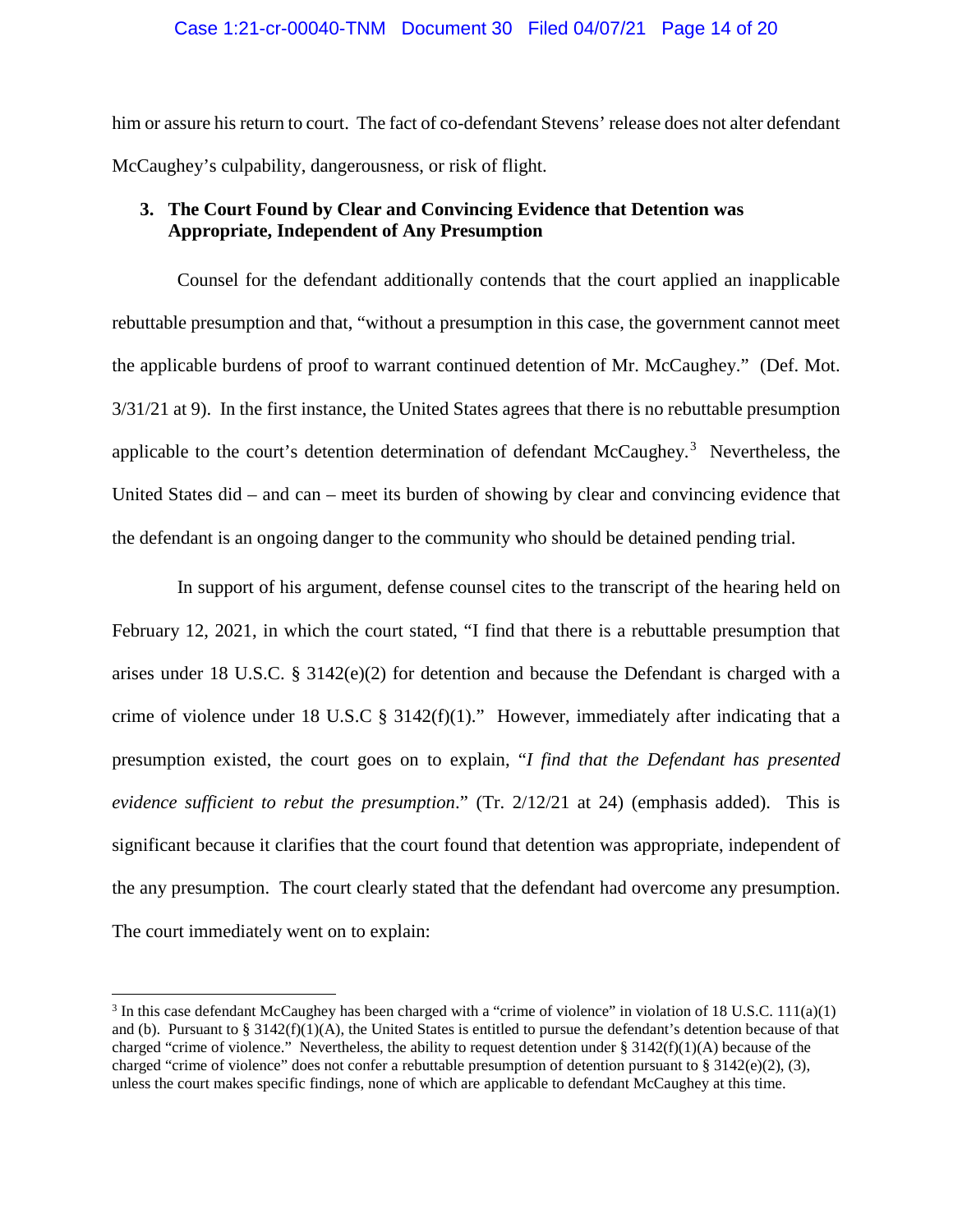him or assure his return to court. The fact of co-defendant Stevens' release does not alter defendant McCaughey's culpability, dangerousness, or risk of flight.

### 3. The Court Found by Clear and Convincing Evidence that Detention was Appropriate, Independent of Any Presumption

Counsel for the defendant additionally contends that the court applied an inapplicable rebuttable presumption and that, "without a presumption in this case, the government cannot meet the applicable burdens of proof to warrant continued detention of Mr. McCaughey." (Def. Mot. 3/31/21 at 9). In the first instance, the United States agrees that there is no rebuttable presumption applicable to the court's detention determination of defendant McCaughey.[3] Nevertheless, the United States did – and can – meet its burden of showing by clear and convincing evidence that the defendant is an ongoing danger to the community who should be detained pending trial.

In support of his argument, defense counsel cites to the transcript of the hearing held on February 12, 2021, in which the court stated, "I find that there is a rebuttable presumption that arises under 18 U.S.C. § 3142(e)(2) for detention and because the Defendant is charged with a crime of violence under 18 U.S.C § 3142(f)(1)." However, immediately after indicating that a presumption existed, the court goes on to explain, "*I find that the Defendant has presented evidence sufficient to rebut the presumption*." (Tr. 2/12/21 at 24) (emphasis added). This is significant because it clarifies that the court found that detention was appropriate, independent of the any presumption. The court clearly stated that the defendant had overcome any presumption. The court immediately went on to explain:

---

[3] In this case defendant McCaughey has been charged with a "crime of violence" in violation of 18 U.S.C. 111(a)(1) and (b). Pursuant to § 3142(f)(1)(A), the United States is entitled to pursue the defendant's detention because of that charged "crime of violence." Nevertheless, the ability to request detention under § 3142(f)(1)(A) because of the charged "crime of violence" does not confer a rebuttable presumption of detention pursuant to § 3142(e)(2), (3), unless the court makes specific findings, none of which are applicable to defendant McCaughey at this time.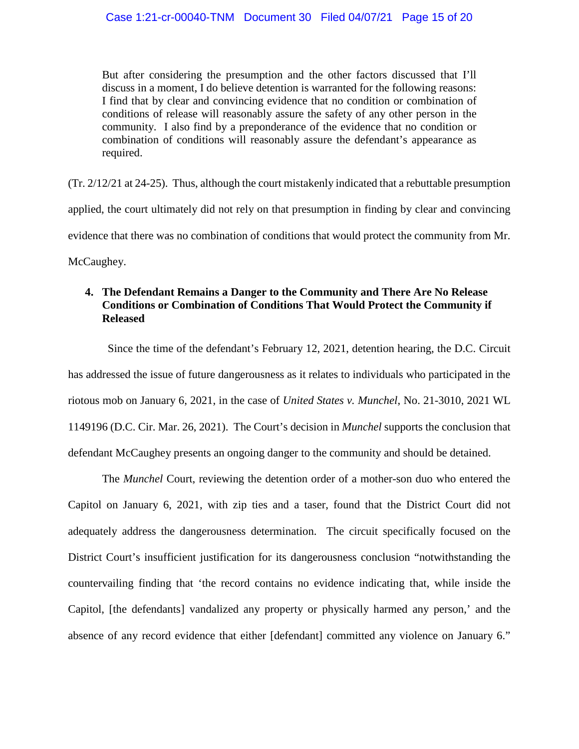> But after considering the presumption and the other factors discussed that I'll discuss in a moment, I do believe detention is warranted for the following reasons: I find that by clear and convincing evidence that no condition or combination of conditions of release will reasonably assure the safety of any other person in the community. I also find by a preponderance of the evidence that no condition or combination of conditions will reasonably assure the defendant's appearance as required.

(Tr. 2/12/21 at 24-25). Thus, although the court mistakenly indicated that a rebuttable presumption applied, the court ultimately did not rely on that presumption in finding by clear and convincing evidence that there was no combination of conditions that would protect the community from Mr. McCaughey.

**4. The Defendant Remains a Danger to the Community and There Are No Release Conditions or Combination of Conditions That Would Protect the Community if Released**

Since the time of the defendant's February 12, 2021, detention hearing, the D.C. Circuit has addressed the issue of future dangerousness as it relates to individuals who participated in the riotous mob on January 6, 2021, in the case of *United States v. Munchel*, No. 21-3010, 2021 WL 1149196 (D.C. Cir. Mar. 26, 2021). The Court's decision in *Munchel* supports the conclusion that defendant McCaughey presents an ongoing danger to the community and should be detained.

The *Munchel* Court, reviewing the detention order of a mother-son duo who entered the Capitol on January 6, 2021, with zip ties and a taser, found that the District Court did not adequately address the dangerousness determination. The circuit specifically focused on the District Court's insufficient justification for its dangerousness conclusion "notwithstanding the countervailing finding that 'the record contains no evidence indicating that, while inside the Capitol, [the defendants] vandalized any property or physically harmed any person,' and the absence of any record evidence that either [defendant] committed any violence on January 6."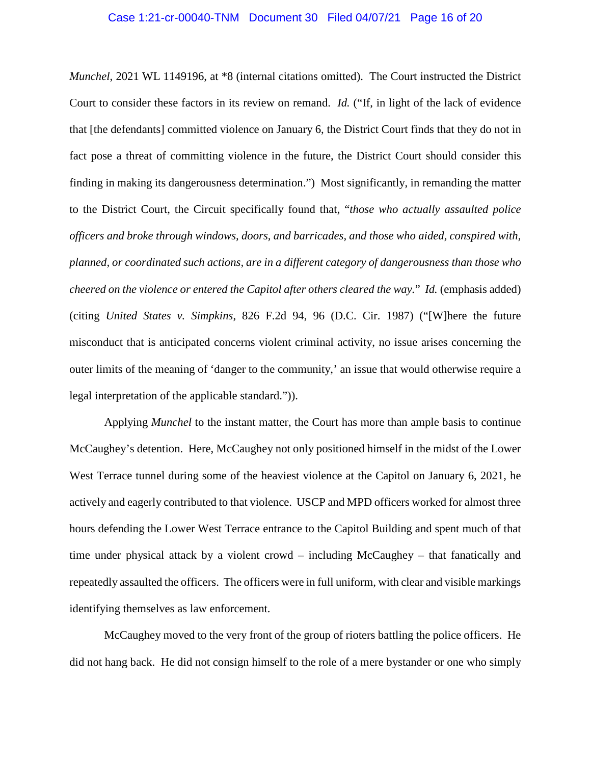*Munchel*, 2021 WL 1149196, at *8 (internal citations omitted). The Court instructed the District Court to consider these factors in its review on remand. *Id.* ("If, in light of the lack of evidence that [the defendants] committed violence on January 6, the District Court finds that they do not in fact pose a threat of committing violence in the future, the District Court should consider this finding in making its dangerousness determination.") Most significantly, in remanding the matter to the District Court, the Circuit specifically found that, "*those who actually assaulted police officers and broke through windows, doors, and barricades, and those who aided, conspired with, planned, or coordinated such actions, are in a different category of dangerousness than those who cheered on the violence or entered the Capitol after others cleared the way.*" *Id.* (emphasis added) (citing *United States v. Simpkins*, 826 F.2d 94, 96 (D.C. Cir. 1987) ("[W]here the future misconduct that is anticipated concerns violent criminal activity, no issue arises concerning the outer limits of the meaning of 'danger to the community,' an issue that would otherwise require a legal interpretation of the applicable standard.")).

Applying *Munchel* to the instant matter, the Court has more than ample basis to continue McCaughey's detention. Here, McCaughey not only positioned himself in the midst of the Lower West Terrace tunnel during some of the heaviest violence at the Capitol on January 6, 2021, he actively and eagerly contributed to that violence. USCP and MPD officers worked for almost three hours defending the Lower West Terrace entrance to the Capitol Building and spent much of that time under physical attack by a violent crowd – including McCaughey – that fanatically and repeatedly assaulted the officers. The officers were in full uniform, with clear and visible markings identifying themselves as law enforcement.

McCaughey moved to the very front of the group of rioters battling the police officers. He did not hang back. He did not consign himself to the role of a mere bystander or one who simply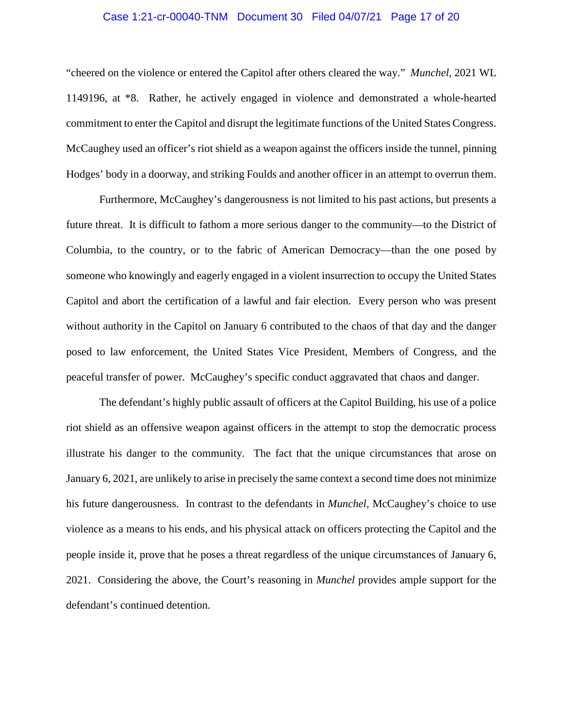"cheered on the violence or entered the Capitol after others cleared the way." *Munchel*, 2021 WL 1149196, at *8. Rather, he actively engaged in violence and demonstrated a whole-hearted commitment to enter the Capitol and disrupt the legitimate functions of the United States Congress. McCaughey used an officer's riot shield as a weapon against the officers inside the tunnel, pinning Hodges' body in a doorway, and striking Foulds and another officer in an attempt to overrun them.

Furthermore, McCaughey's dangerousness is not limited to his past actions, but presents a future threat. It is difficult to fathom a more serious danger to the community—to the District of Columbia, to the country, or to the fabric of American Democracy—than the one posed by someone who knowingly and eagerly engaged in a violent insurrection to occupy the United States Capitol and abort the certification of a lawful and fair election. Every person who was present without authority in the Capitol on January 6 contributed to the chaos of that day and the danger posed to law enforcement, the United States Vice President, Members of Congress, and the peaceful transfer of power. McCaughey's specific conduct aggravated that chaos and danger.

The defendant's highly public assault of officers at the Capitol Building, his use of a police riot shield as an offensive weapon against officers in the attempt to stop the democratic process illustrate his danger to the community. The fact that the unique circumstances that arose on January 6, 2021, are unlikely to arise in precisely the same context a second time does not minimize his future dangerousness. In contrast to the defendants in *Munchel*, McCaughey's choice to use violence as a means to his ends, and his physical attack on officers protecting the Capitol and the people inside it, prove that he poses a threat regardless of the unique circumstances of January 6, 2021. Considering the above, the Court's reasoning in *Munchel* provides ample support for the defendant's continued detention.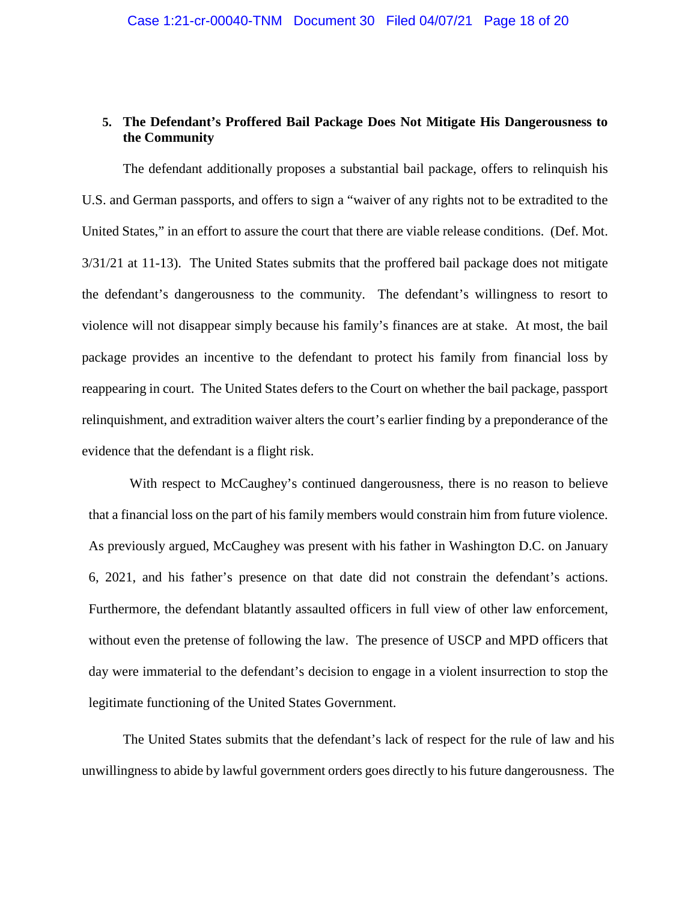**5. The Defendant's Proffered Bail Package Does Not Mitigate His Dangerousness to the Community**

The defendant additionally proposes a substantial bail package, offers to relinquish his U.S. and German passports, and offers to sign a "waiver of any rights not to be extradited to the United States," in an effort to assure the court that there are viable release conditions. (Def. Mot. 3/31/21 at 11-13). The United States submits that the proffered bail package does not mitigate the defendant's dangerousness to the community. The defendant's willingness to resort to violence will not disappear simply because his family's finances are at stake. At most, the bail package provides an incentive to the defendant to protect his family from financial loss by reappearing in court. The United States defers to the Court on whether the bail package, passport relinquishment, and extradition waiver alters the court's earlier finding by a preponderance of the evidence that the defendant is a flight risk.

With respect to McCaughey's continued dangerousness, there is no reason to believe that a financial loss on the part of his family members would constrain him from future violence. As previously argued, McCaughey was present with his father in Washington D.C. on January 6, 2021, and his father's presence on that date did not constrain the defendant's actions. Furthermore, the defendant blatantly assaulted officers in full view of other law enforcement, without even the pretense of following the law. The presence of USCP and MPD officers that day were immaterial to the defendant's decision to engage in a violent insurrection to stop the legitimate functioning of the United States Government.

The United States submits that the defendant's lack of respect for the rule of law and his unwillingness to abide by lawful government orders goes directly to his future dangerousness. The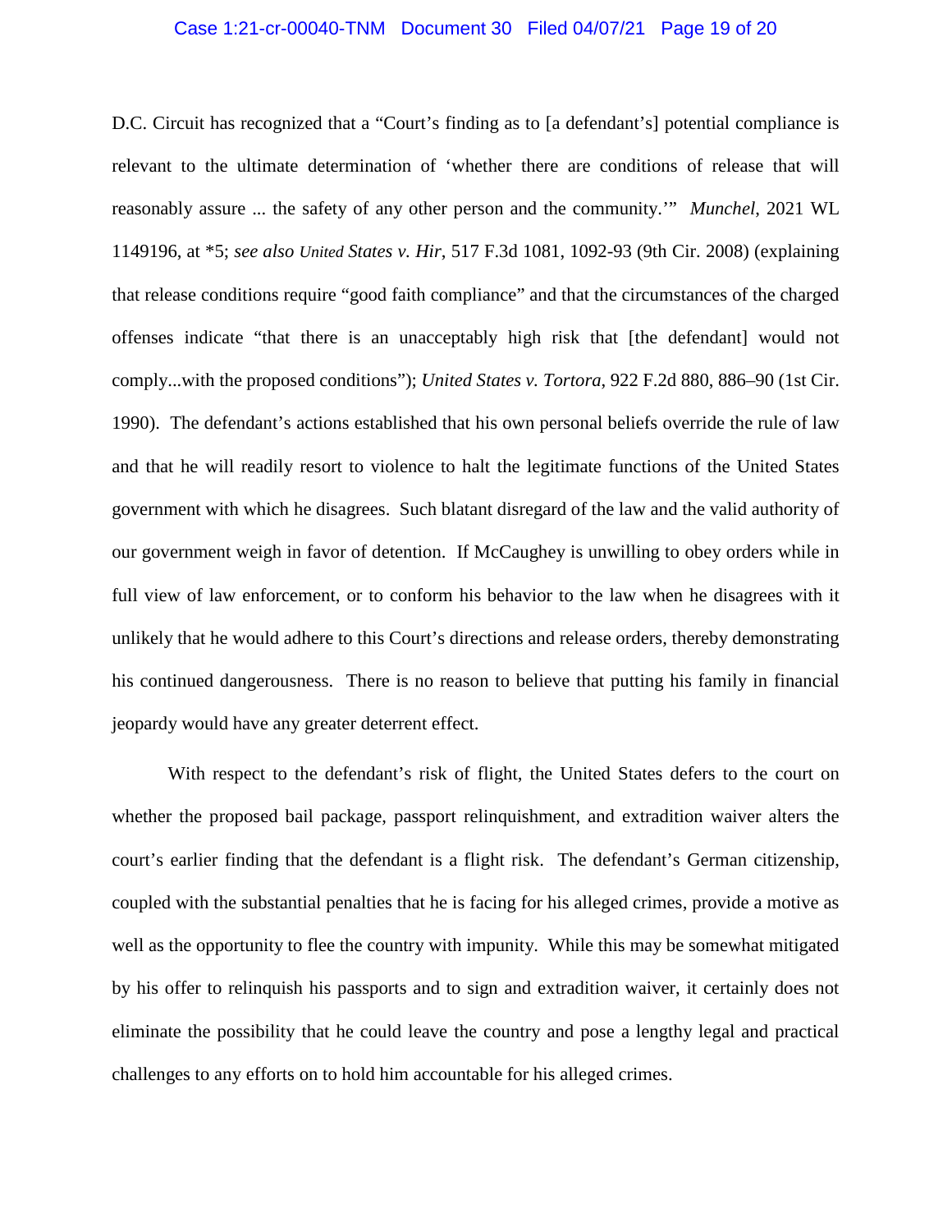D.C. Circuit has recognized that a "Court's finding as to [a defendant's] potential compliance is relevant to the ultimate determination of 'whether there are conditions of release that will reasonably assure ... the safety of any other person and the community.'" *Munchel*, 2021 WL 1149196, at *5; *see also United States v. Hir*, 517 F.3d 1081, 1092-93 (9th Cir. 2008) (explaining that release conditions require "good faith compliance" and that the circumstances of the charged offenses indicate "that there is an unacceptably high risk that [the defendant] would not comply...with the proposed conditions"); *United States v. Tortora*, 922 F.2d 880, 886–90 (1st Cir. 1990). The defendant's actions established that his own personal beliefs override the rule of law and that he will readily resort to violence to halt the legitimate functions of the United States government with which he disagrees. Such blatant disregard of the law and the valid authority of our government weigh in favor of detention. If McCaughey is unwilling to obey orders while in full view of law enforcement, or to conform his behavior to the law when he disagrees with it unlikely that he would adhere to this Court's directions and release orders, thereby demonstrating his continued dangerousness. There is no reason to believe that putting his family in financial jeopardy would have any greater deterrent effect.

With respect to the defendant's risk of flight, the United States defers to the court on whether the proposed bail package, passport relinquishment, and extradition waiver alters the court's earlier finding that the defendant is a flight risk. The defendant's German citizenship, coupled with the substantial penalties that he is facing for his alleged crimes, provide a motive as well as the opportunity to flee the country with impunity. While this may be somewhat mitigated by his offer to relinquish his passports and to sign and extradition waiver, it certainly does not eliminate the possibility that he could leave the country and pose a lengthy legal and practical challenges to any efforts on to hold him accountable for his alleged crimes.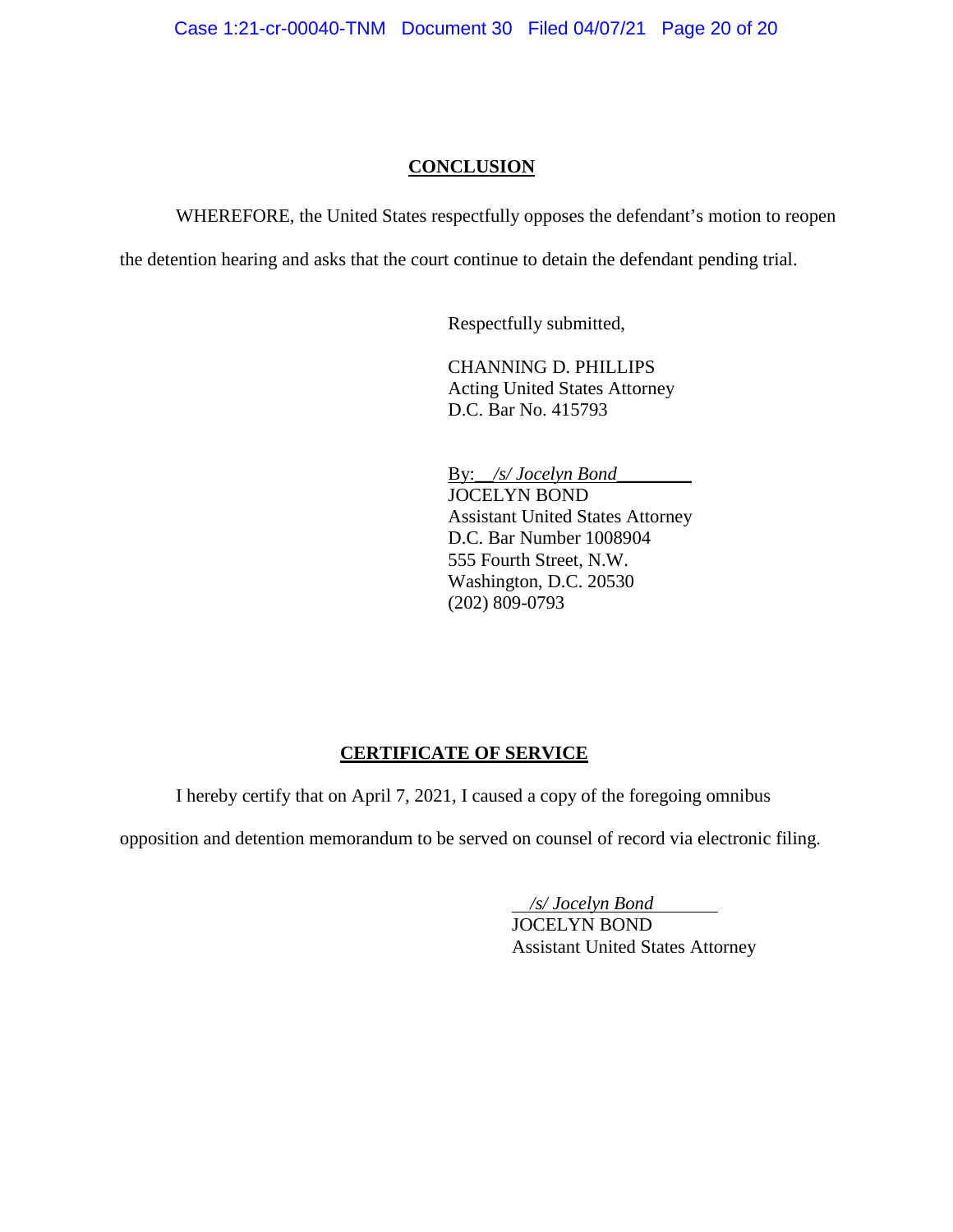## CONCLUSION

WHEREFORE, the United States respectfully opposes the defendant's motion to reopen the detention hearing and asks that the court continue to detain the defendant pending trial.

Respectfully submitted,

CHANNING D. PHILLIPS
Acting United States Attorney
D.C. Bar No. 415793

By: */s/ Jocelyn Bond*
JOCELYN BOND
Assistant United States Attorney
D.C. Bar Number 1008904
555 Fourth Street, N.W.
Washington, D.C. 20530
(202) 809-0793

## CERTIFICATE OF SERVICE

I hereby certify that on April 7, 2021, I caused a copy of the foregoing omnibus opposition and detention memorandum to be served on counsel of record via electronic filing.

*/s/ Jocelyn Bond*
JOCELYN BOND
Assistant United States Attorney